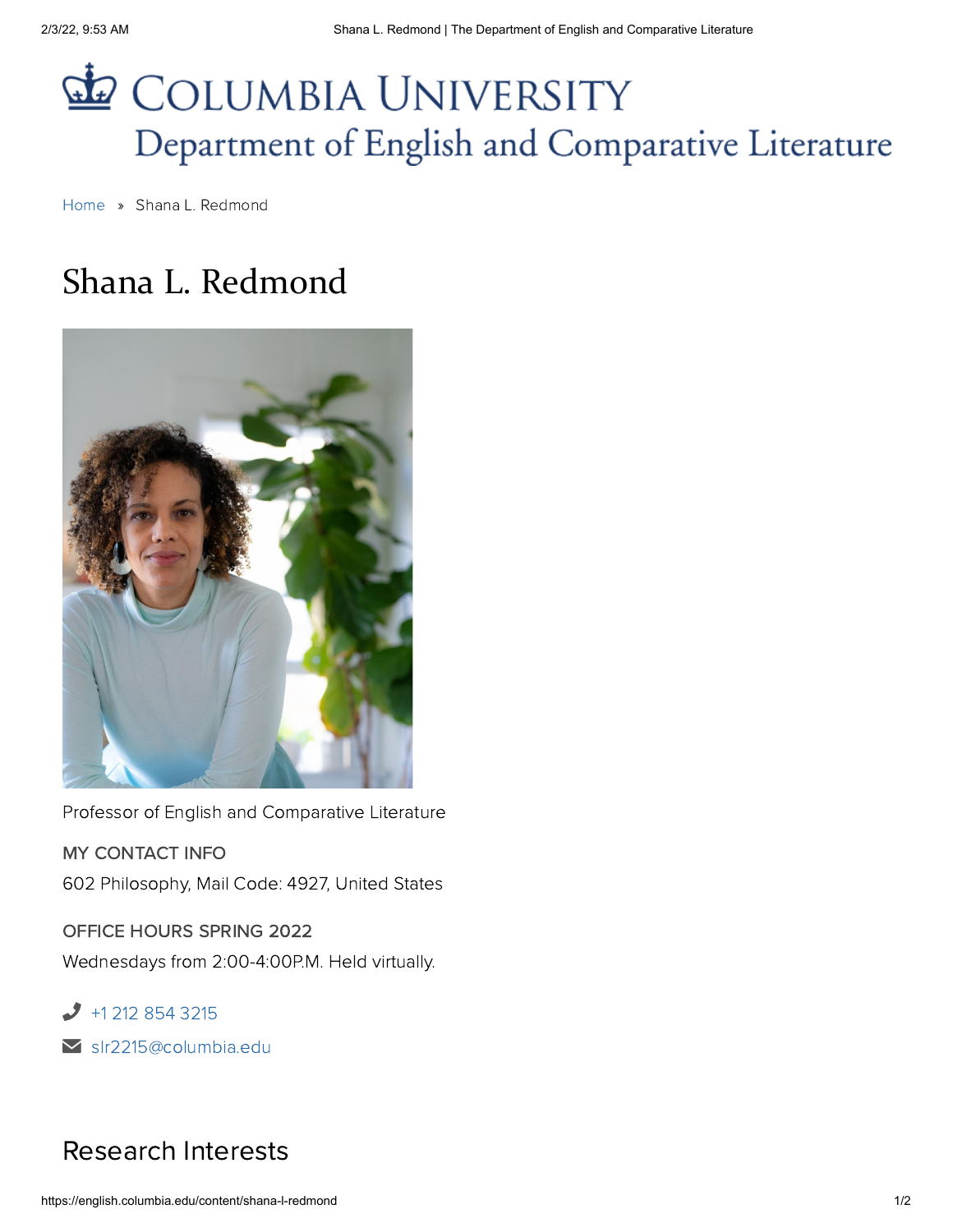# Columbia University
## Department of English and Comparative Literature

Home » Shana L. Redmond

# Shana L. Redmond

Professor of English and Comparative Literature

### MY CONTACT INFO

602 Philosophy, Mail Code: 4927, United States

### OFFICE HOURS SPRING 2022

Wednesdays from 2:00-4:00P.M. Held virtually.

+1 212 854 3215

slr2215@columbia.edu

## Research Interests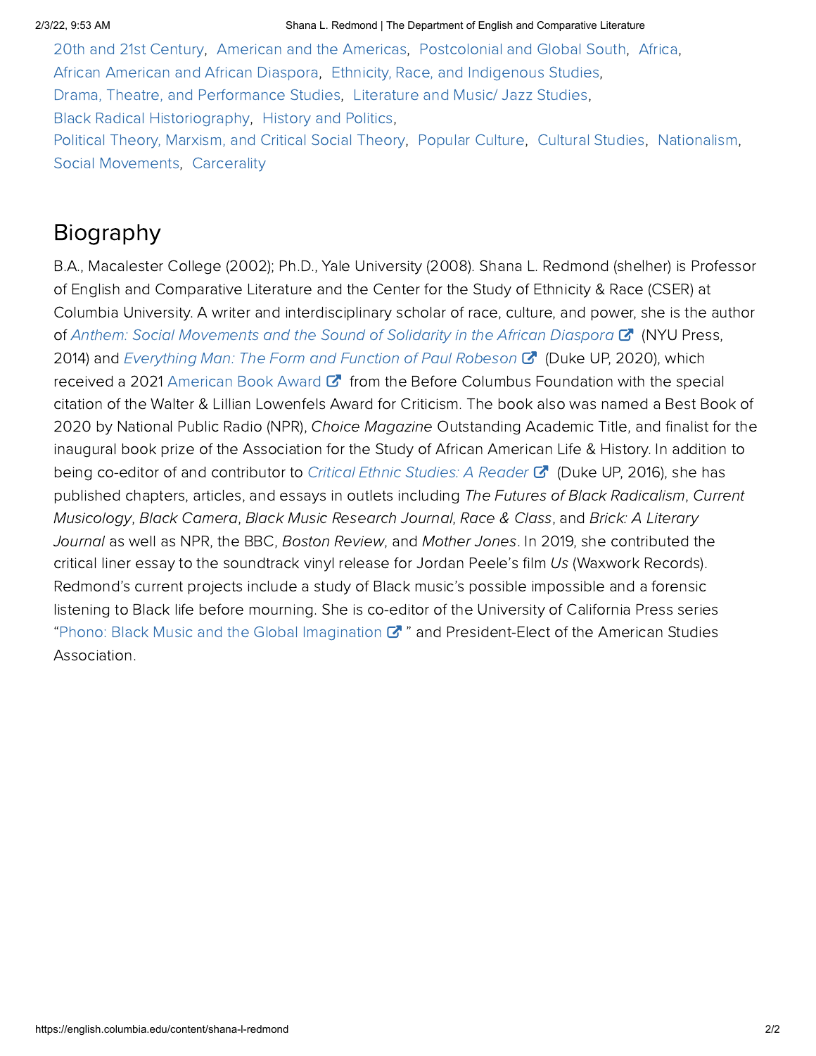20th and 21st Century, American and the Americas, Postcolonial and Global South, Africa, African American and African Diaspora, Ethnicity, Race, and Indigenous Studies, Drama, Theatre, and Performance Studies, Literature and Music/ Jazz Studies, Black Radical Historiography, History and Politics, Political Theory, Marxism, and Critical Social Theory, Popular Culture, Cultural Studies, Nationalism, Social Movements, Carcerality

## Biography

B.A., Macalester College (2002); Ph.D., Yale University (2008). Shana L. Redmond (shelher) is Professor of English and Comparative Literature and the Center for the Study of Ethnicity & Race (CSER) at Columbia University. A writer and interdisciplinary scholar of race, culture, and power, she is the author of *Anthem: Social Movements and the Sound of Solidarity in the African Diaspora* (NYU Press, 2014) and *Everything Man: The Form and Function of Paul Robeson* (Duke UP, 2020), which received a 2021 American Book Award from the Before Columbus Foundation with the special citation of the Walter & Lillian Lowenfels Award for Criticism. The book also was named a Best Book of 2020 by National Public Radio (NPR), *Choice Magazine* Outstanding Academic Title, and finalist for the inaugural book prize of the Association for the Study of African American Life & History. In addition to being co-editor of and contributor to *Critical Ethnic Studies: A Reader* (Duke UP, 2016), she has published chapters, articles, and essays in outlets including *The Futures of Black Radicalism*, *Current Musicology*, *Black Camera*, *Black Music Research Journal*, *Race & Class*, and *Brick: A Literary Journal* as well as NPR, the BBC, *Boston Review*, and *Mother Jones*. In 2019, she contributed the critical liner essay to the soundtrack vinyl release for Jordan Peele's film *Us* (Waxwork Records). Redmond's current projects include a study of Black music's possible impossible and a forensic listening to Black life before mourning. She is co-editor of the University of California Press series "Phono: Black Music and the Global Imagination" and President-Elect of the American Studies Association.